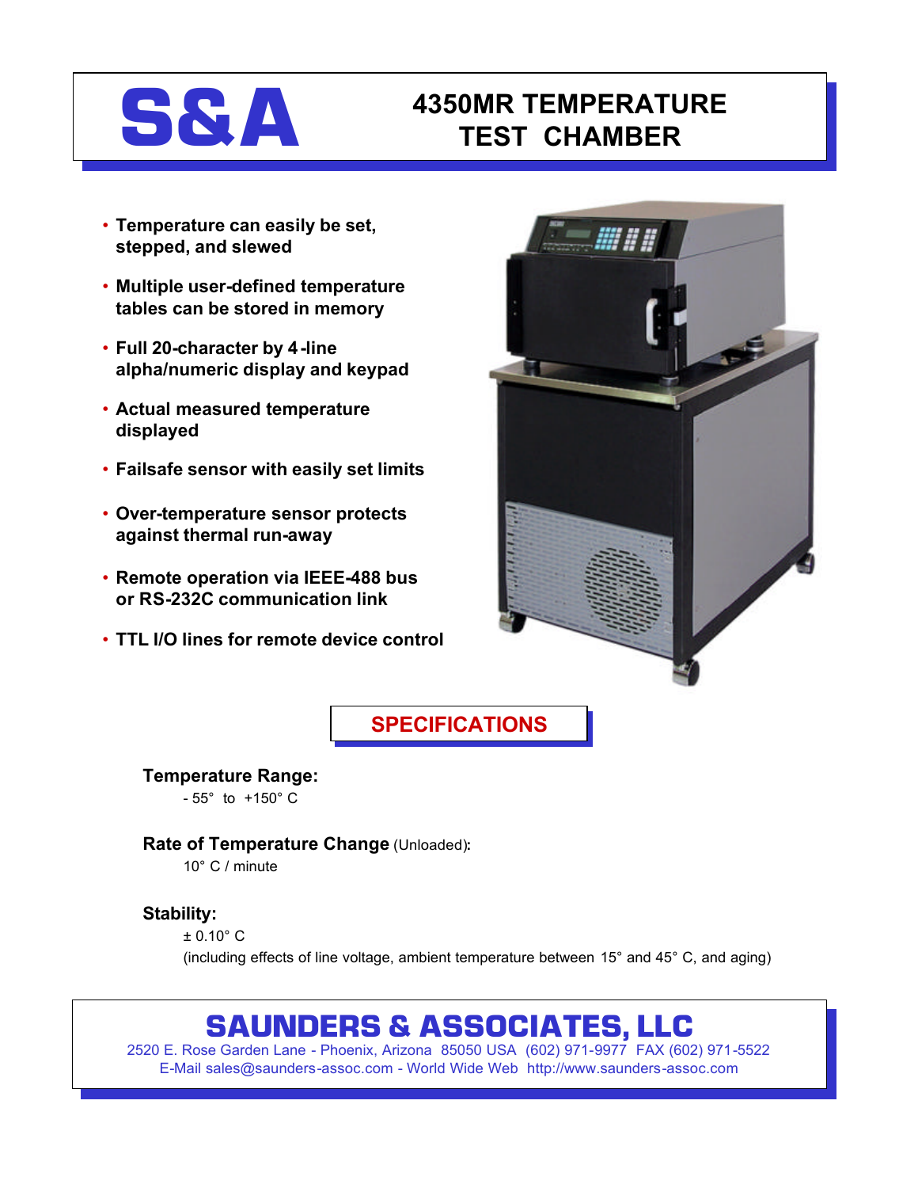# S&A

# 4350MR TEMPERATURE TEST CHAMBER

- **Temperature can easily be set, stepped, and slewed**
- **Multiple user-defined temperature tables can be stored in memory**
- **Full 20-character by 4-line alpha/numeric display and keypad**
- **Actual measured temperature displayed**
- **Failsafe sensor with easily set limits**
- **Over-temperature sensor protects against thermal run-away**
- **Remote operation via IEEE-488 bus or RS-232C communication link**
- **TTL I/O lines for remote device control**

## SPECIFICATIONS

**Temperature Range:**

- 55° to +150° C

**Rate of Temperature Change** (Unloaded)**:**

10° C / minute

**Stability:**

± 0.10° C

(including effects of line voltage, ambient temperature between 15° and 45° C, and aging)

## SAUNDERS & ASSOCIATES, LLC

2520 E. Rose Garden Lane - Phoenix, Arizona 85050 USA (602) 971-9977 FAX (602) 971-5522

E-Mail sales@saunders-assoc.com - World Wide Web http://www.saunders-assoc.com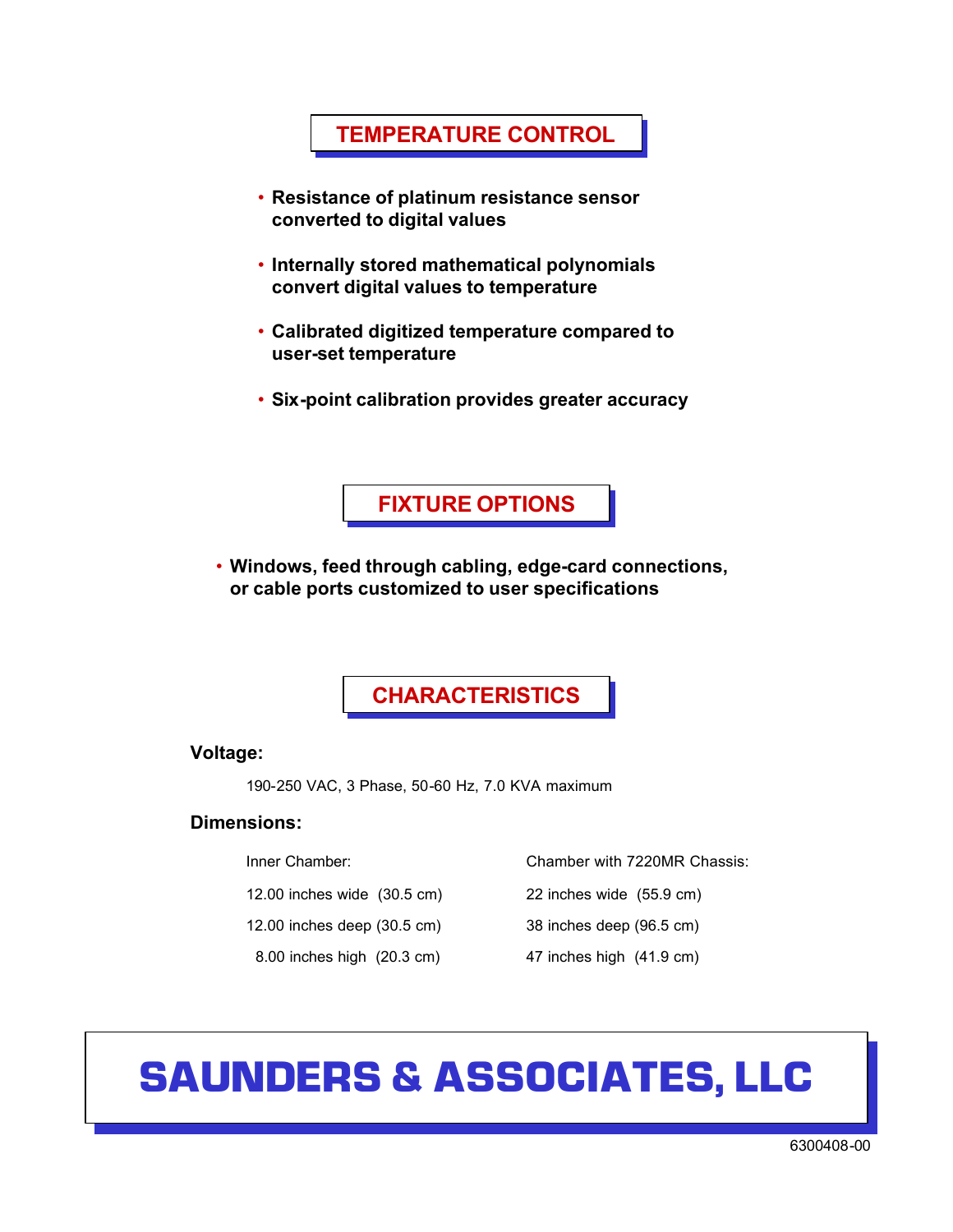## TEMPERATURE CONTROL

- **Resistance of platinum resistance sensor converted to digital values**
- **Internally stored mathematical polynomials convert digital values to temperature**
- **Calibrated digitized temperature compared to user-set temperature**
- **Six-point calibration provides greater accuracy**

## FIXTURE OPTIONS

- **Windows, feed through cabling, edge-card connections, or cable ports customized to user specifications**

## CHARACTERISTICS

### Voltage:

190-250 VAC, 3 Phase, 50-60 Hz, 7.0 KVA maximum

### Dimensions:

| Inner Chamber: | Chamber with 7220MR Chassis: |
|---|---|
| 12.00 inches wide (30.5 cm) | 22 inches wide (55.9 cm) |
| 12.00 inches deep (30.5 cm) | 38 inches deep (96.5 cm) |
| 8.00 inches high (20.3 cm) | 47 inches high (41.9 cm) |

# SAUNDERS & ASSOCIATES, LLC

6300408-00